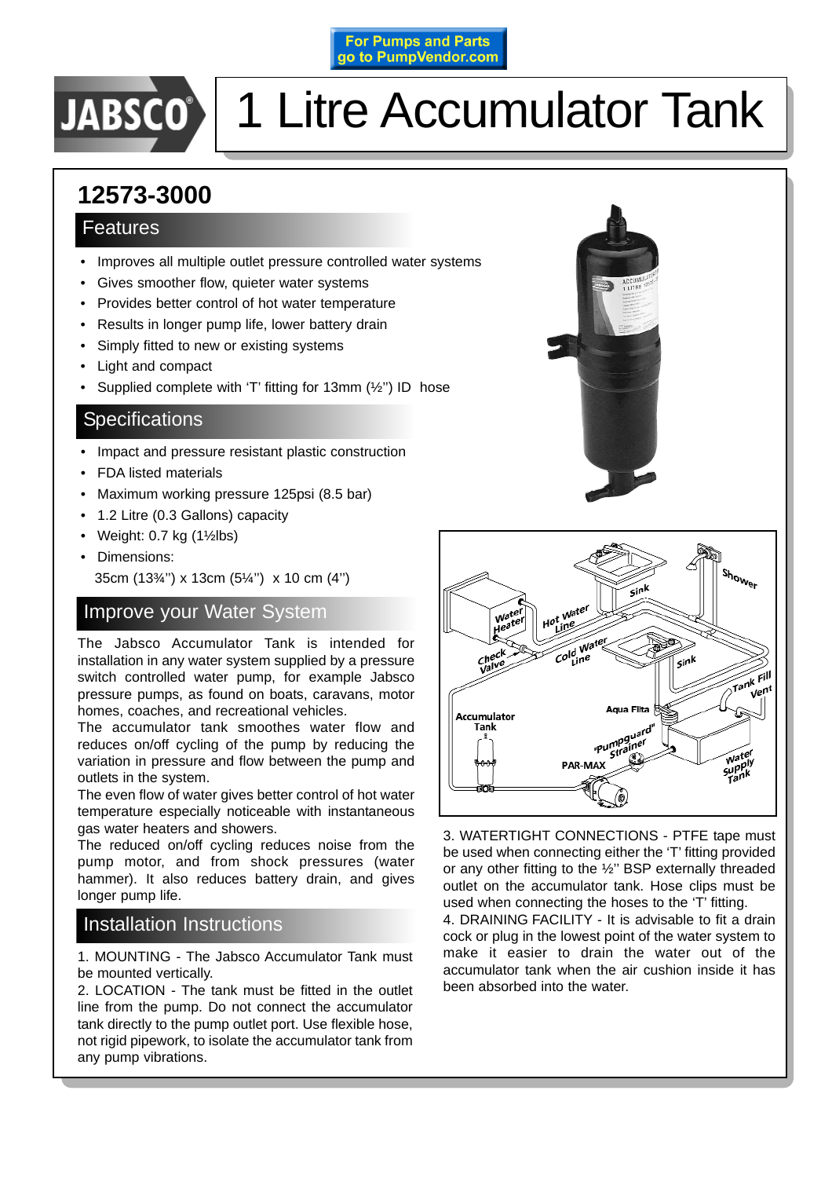For Pumps and Parts go to PumpVendor.com

# JABSCO 1 Litre Accumulator Tank

## 12573-3000

### Features

- Improves all multiple outlet pressure controlled water systems
- Gives smoother flow, quieter water systems
- Provides better control of hot water temperature
- Results in longer pump life, lower battery drain
- Simply fitted to new or existing systems
- Light and compact
- Supplied complete with 'T' fitting for 13mm (½'') ID hose

### Specifications

- Impact and pressure resistant plastic construction
- FDA listed materials
- Maximum working pressure 125psi (8.5 bar)
- 1.2 Litre (0.3 Gallons) capacity
- Weight: 0.7 kg (1½lbs)
- Dimensions:
  35cm (13¾'') x 13cm (5¼'') x 10 cm (4'')

### Improve your Water System

The Jabsco Accumulator Tank is intended for installation in any water system supplied by a pressure switch controlled water pump, for example Jabsco pressure pumps, as found on boats, caravans, motor homes, coaches, and recreational vehicles.
The accumulator tank smoothes water flow and reduces on/off cycling of the pump by reducing the variation in pressure and flow between the pump and outlets in the system.
The even flow of water gives better control of hot water temperature especially noticeable with instantaneous gas water heaters and showers.
The reduced on/off cycling reduces noise from the pump motor, and from shock pressures (water hammer). It also reduces battery drain, and gives longer pump life.

### Installation Instructions

1. MOUNTING - The Jabsco Accumulator Tank must be mounted vertically.
2. LOCATION - The tank must be fitted in the outlet line from the pump. Do not connect the accumulator tank directly to the pump outlet port. Use flexible hose, not rigid pipework, to isolate the accumulator tank from any pump vibrations.
3. WATERTIGHT CONNECTIONS - PTFE tape must be used when connecting either the 'T' fitting provided or any other fitting to the ½'' BSP externally threaded outlet on the accumulator tank. Hose clips must be used when connecting the hoses to the 'T' fitting.
4. DRAINING FACILITY - It is advisable to fit a drain cock or plug in the lowest point of the water system to make it easier to drain the water out of the accumulator tank when the air cushion inside it has been absorbed into the water.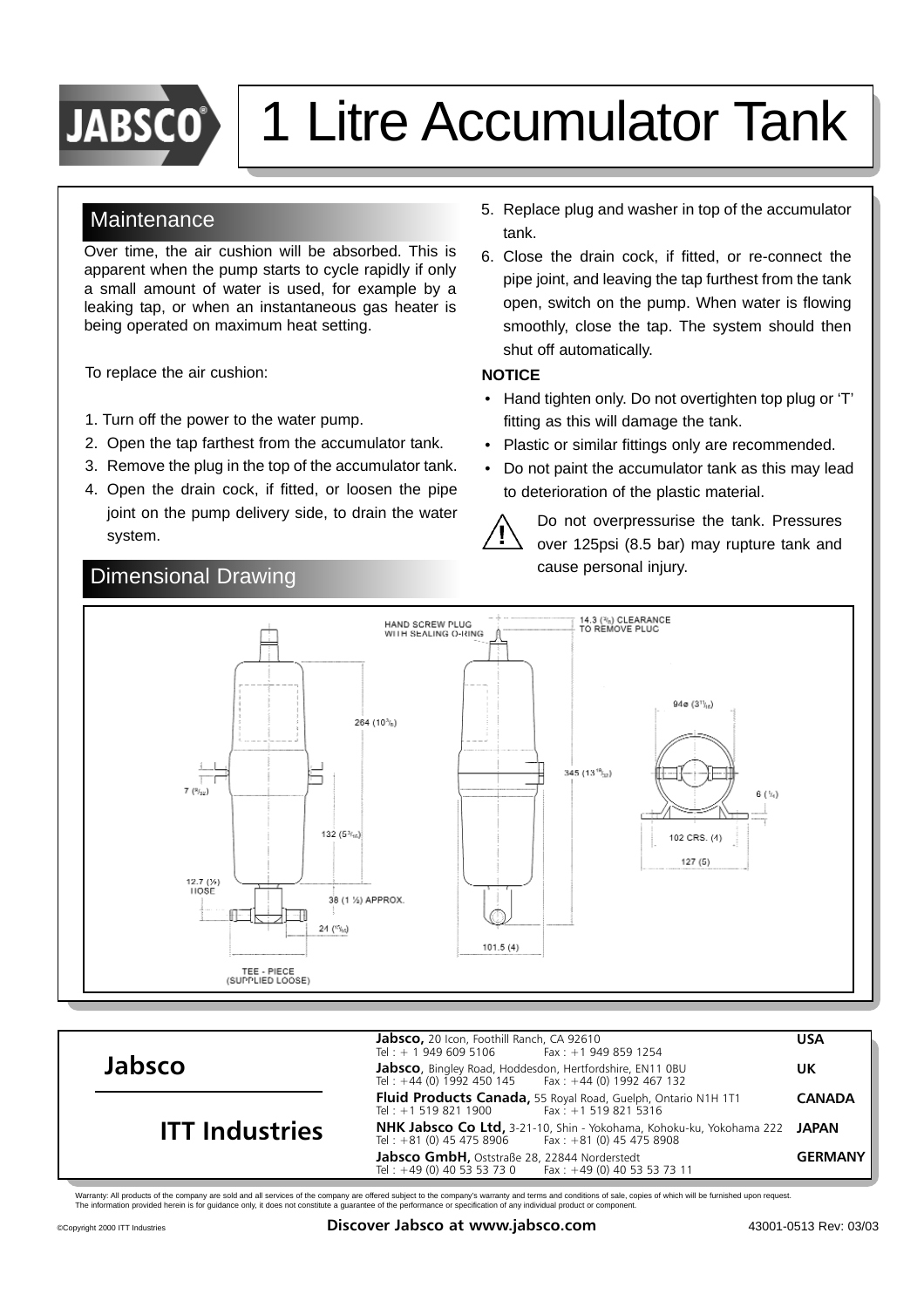# 1 Litre Accumulator Tank

## Maintenance

Over time, the air cushion will be absorbed. This is apparent when the pump starts to cycle rapidly if only a small amount of water is used, for example by a leaking tap, or when an instantaneous gas heater is being operated on maximum heat setting.

To replace the air cushion:

1. Turn off the power to the water pump.
2. Open the tap farthest from the accumulator tank.
3. Remove the plug in the top of the accumulator tank.
4. Open the drain cock, if fitted, or loosen the pipe joint on the pump delivery side, to drain the water system.
5. Replace plug and washer in top of the accumulator tank.
6. Close the drain cock, if fitted, or re-connect the pipe joint, and leaving the tap furthest from the tank open, switch on the pump. When water is flowing smoothly, close the tap. The system should then shut off automatically.

**NOTICE**

- Hand tighten only. Do not overtighten top plug or 'T' fitting as this will damage the tank.
- Plastic or similar fittings only are recommended.
- Do not paint the accumulator tank as this may lead to deterioration of the plastic material.

⚠ Do not overpressurise the tank. Pressures over 125psi (8.5 bar) may rupture tank and cause personal injury.

## Dimensional Drawing

HAND SCREW PLUG WITH SEALING O-RING

14.3 (9/16) CLEARANCE TO REMOVE PLUG

264 (10 3/8)

345 (13 19/32)

94ø (3 11/16)

7 (9/32)

6 (1/4)

132 (5 3/16)

102 CRS. (4)

127 (5)

12.7 (1/2) HOSE

38 (1 1/2) APPROX.

24 (15/16)

101.5 (4)

TEE - PIECE (SUPPLIED LOOSE)

---

**Jabsco**

**ITT Industries**

| | |
|---|---|
| **Jabsco,** 20 Icon, Foothill Ranch, CA 92610 Tel : + 1 949 609 5106 Fax : +1 949 859 1254 | **USA** |
| **Jabsco**, Bingley Road, Hoddesdon, Hertfordshire, EN11 0BU Tel : +44 (0) 1992 450 145 Fax : +44 (0) 1992 467 132 | **UK** |
| **Fluid Products Canada,** 55 Royal Road, Guelph, Ontario N1H 1T1 Tel : +1 519 821 1900 Fax : +1 519 821 5316 | **CANADA** |
| **NHK Jabsco Co Ltd,** 3-21-10, Shin - Yokohama, Kohoku-ku, Yokohama 222 Tel : +81 (0) 45 475 8906 Fax : +81 (0) 45 475 8908 | **JAPAN** |
| **Jabsco GmbH,** Oststraße 28, 22844 Norderstedt Tel : +49 (0) 40 53 53 73 0 Fax : +49 (0) 40 53 53 73 11 | **GERMANY** |

Warranty: All products of the company are sold and all services of the company are offered subject to the company's warranty and terms and conditions of sale, copies of which will be furnished upon request. The information provided herein is for guidance only, it does not constitute a guarantee of the performance or specification of any individual product or component.

©Copyright 2000 ITT Industries **Discover Jabsco at www.jabsco.com** 43001-0513 Rev: 03/03